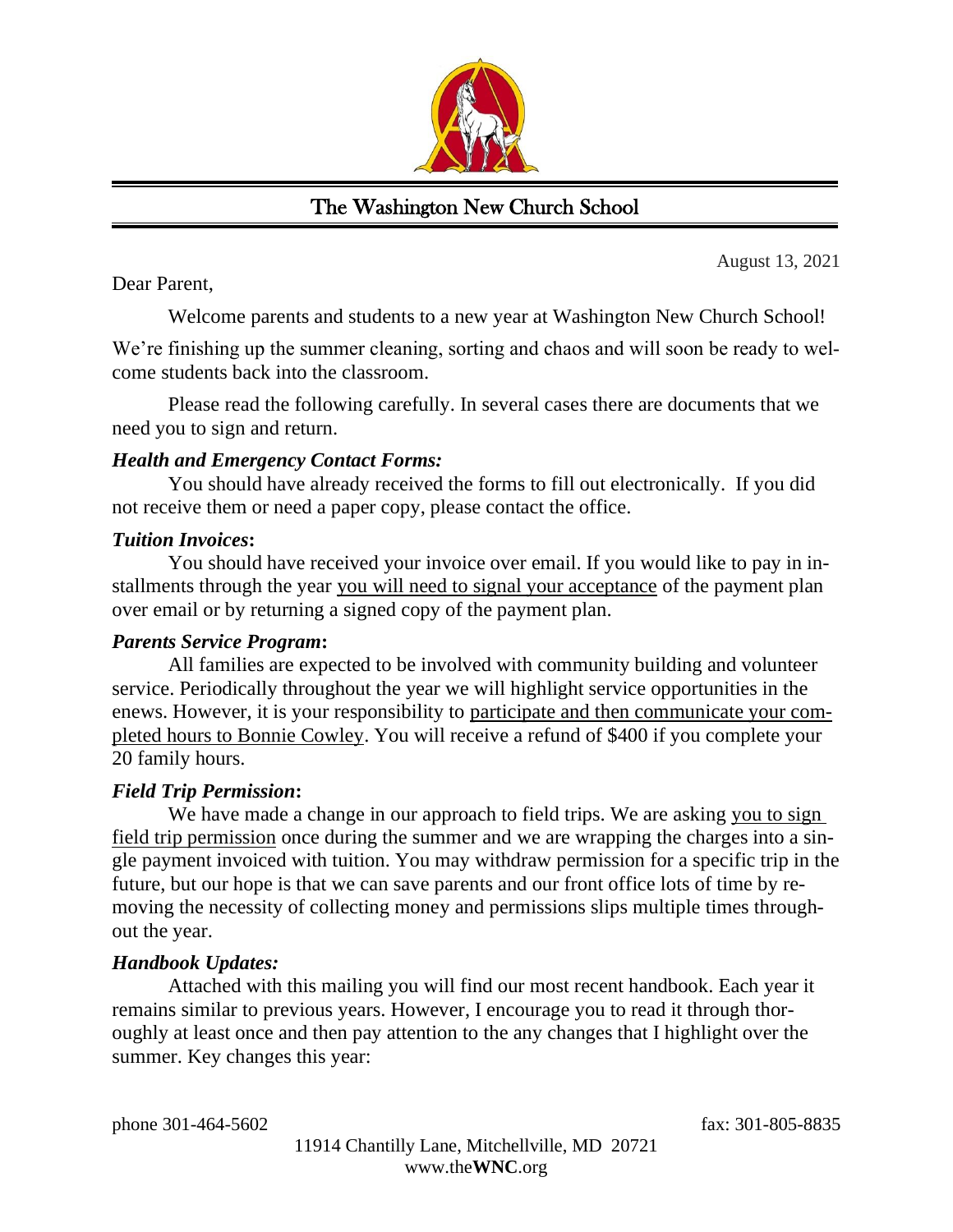# The Washington New Church School

August 13, 2021

Dear Parent,

Welcome parents and students to a new year at Washington New Church School!

We're finishing up the summer cleaning, sorting and chaos and will soon be ready to welcome students back into the classroom.

Please read the following carefully. In several cases there are documents that we need you to sign and return.

***Health and Emergency Contact Forms:***

You should have already received the forms to fill out electronically. If you did not receive them or need a paper copy, please contact the office.

***Tuition Invoices*:**

You should have received your invoice over email. If you would like to pay in installments through the year you will need to signal your acceptance of the payment plan over email or by returning a signed copy of the payment plan.

***Parents Service Program*:**

All families are expected to be involved with community building and volunteer service. Periodically throughout the year we will highlight service opportunities in the enews. However, it is your responsibility to participate and then communicate your completed hours to Bonnie Cowley. You will receive a refund of $400 if you complete your 20 family hours.

***Field Trip Permission*:**

We have made a change in our approach to field trips. We are asking you to sign field trip permission once during the summer and we are wrapping the charges into a single payment invoiced with tuition. You may withdraw permission for a specific trip in the future, but our hope is that we can save parents and our front office lots of time by removing the necessity of collecting money and permissions slips multiple times throughout the year.

***Handbook Updates:***

Attached with this mailing you will find our most recent handbook. Each year it remains similar to previous years. However, I encourage you to read it through thoroughly at least once and then pay attention to the any changes that I highlight over the summer. Key changes this year:

phone 301-464-5602 fax: 301-805-8835

11914 Chantilly Lane, Mitchellville, MD 20721

www.the**WNC**.org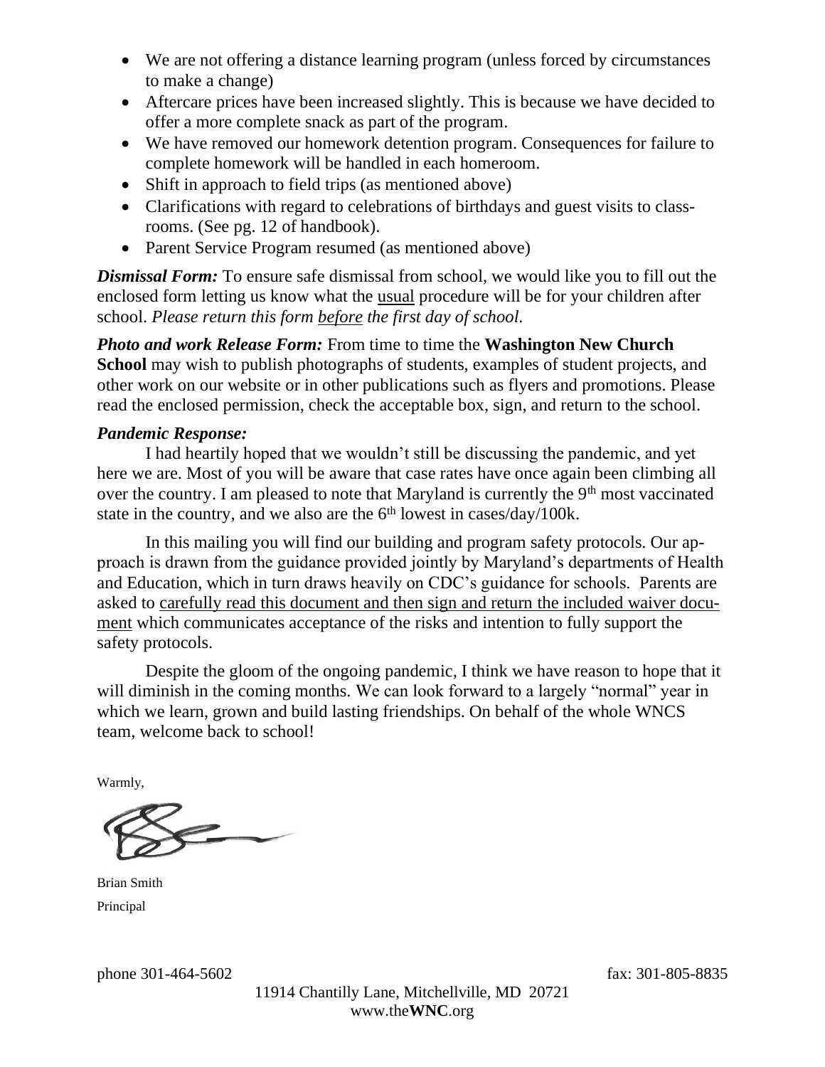- We are not offering a distance learning program (unless forced by circumstances to make a change)
- Aftercare prices have been increased slightly. This is because we have decided to offer a more complete snack as part of the program.
- We have removed our homework detention program. Consequences for failure to complete homework will be handled in each homeroom.
- Shift in approach to field trips (as mentioned above)
- Clarifications with regard to celebrations of birthdays and guest visits to classrooms. (See pg. 12 of handbook).
- Parent Service Program resumed (as mentioned above)

***Dismissal Form:*** To ensure safe dismissal from school, we would like you to fill out the enclosed form letting us know what the usual procedure will be for your children after school. *Please return this form before the first day of school.*

***Photo and work Release Form:*** From time to time the **Washington New Church School** may wish to publish photographs of students, examples of student projects, and other work on our website or in other publications such as flyers and promotions. Please read the enclosed permission, check the acceptable box, sign, and return to the school.

***Pandemic Response:***

I had heartily hoped that we wouldn't still be discussing the pandemic, and yet here we are. Most of you will be aware that case rates have once again been climbing all over the country. I am pleased to note that Maryland is currently the 9th most vaccinated state in the country, and we also are the 6th lowest in cases/day/100k.

In this mailing you will find our building and program safety protocols. Our approach is drawn from the guidance provided jointly by Maryland's departments of Health and Education, which in turn draws heavily on CDC's guidance for schools. Parents are asked to carefully read this document and then sign and return the included waiver document which communicates acceptance of the risks and intention to fully support the safety protocols.

Despite the gloom of the ongoing pandemic, I think we have reason to hope that it will diminish in the coming months. We can look forward to a largely "normal" year in which we learn, grown and build lasting friendships. On behalf of the whole WNCS team, welcome back to school!

Warmly,

Brian Smith
Principal

phone 301-464-5602 fax: 301-805-8835

11914 Chantilly Lane, Mitchellville, MD 20721
www.the**WNC**.org